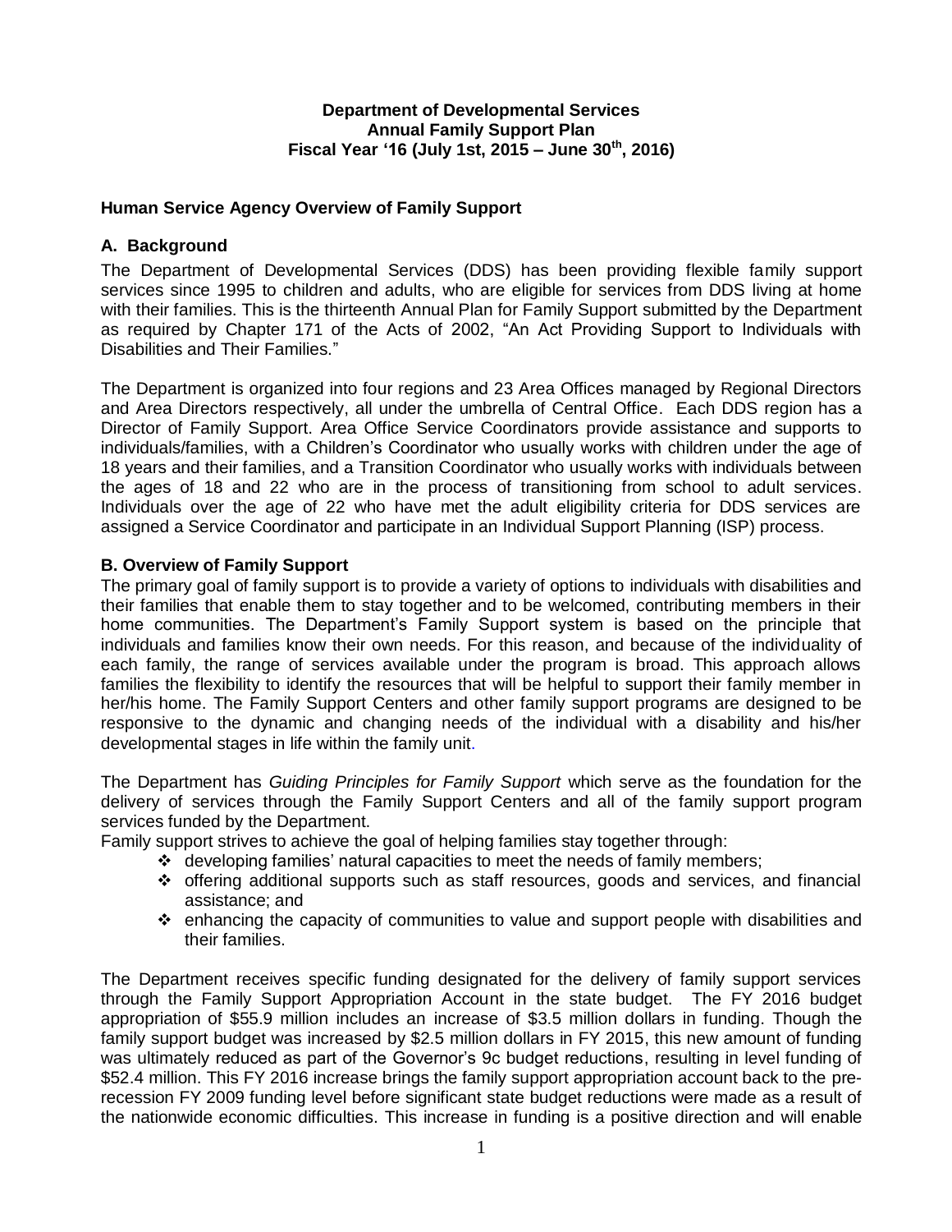**Department of Developmental Services**
**Annual Family Support Plan**
**Fiscal Year '16 (July 1st, 2015 – June 30th, 2016)**

## Human Service Agency Overview of Family Support

### A. Background

The Department of Developmental Services (DDS) has been providing flexible family support services since 1995 to children and adults, who are eligible for services from DDS living at home with their families. This is the thirteenth Annual Plan for Family Support submitted by the Department as required by Chapter 171 of the Acts of 2002, "An Act Providing Support to Individuals with Disabilities and Their Families."

The Department is organized into four regions and 23 Area Offices managed by Regional Directors and Area Directors respectively, all under the umbrella of Central Office. Each DDS region has a Director of Family Support. Area Office Service Coordinators provide assistance and supports to individuals/families, with a Children's Coordinator who usually works with children under the age of 18 years and their families, and a Transition Coordinator who usually works with individuals between the ages of 18 and 22 who are in the process of transitioning from school to adult services. Individuals over the age of 22 who have met the adult eligibility criteria for DDS services are assigned a Service Coordinator and participate in an Individual Support Planning (ISP) process.

### B. Overview of Family Support

The primary goal of family support is to provide a variety of options to individuals with disabilities and their families that enable them to stay together and to be welcomed, contributing members in their home communities. The Department's Family Support system is based on the principle that individuals and families know their own needs. For this reason, and because of the individuality of each family, the range of services available under the program is broad. This approach allows families the flexibility to identify the resources that will be helpful to support their family member in her/his home. The Family Support Centers and other family support programs are designed to be responsive to the dynamic and changing needs of the individual with a disability and his/her developmental stages in life within the family unit.

The Department has *Guiding Principles for Family Support* which serve as the foundation for the delivery of services through the Family Support Centers and all of the family support program services funded by the Department.

Family support strives to achieve the goal of helping families stay together through:

- developing families' natural capacities to meet the needs of family members;
- offering additional supports such as staff resources, goods and services, and financial assistance; and
- enhancing the capacity of communities to value and support people with disabilities and their families.

The Department receives specific funding designated for the delivery of family support services through the Family Support Appropriation Account in the state budget. The FY 2016 budget appropriation of $55.9 million includes an increase of $3.5 million dollars in funding. Though the family support budget was increased by $2.5 million dollars in FY 2015, this new amount of funding was ultimately reduced as part of the Governor's 9c budget reductions, resulting in level funding of $52.4 million. This FY 2016 increase brings the family support appropriation account back to the pre-recession FY 2009 funding level before significant state budget reductions were made as a result of the nationwide economic difficulties. This increase in funding is a positive direction and will enable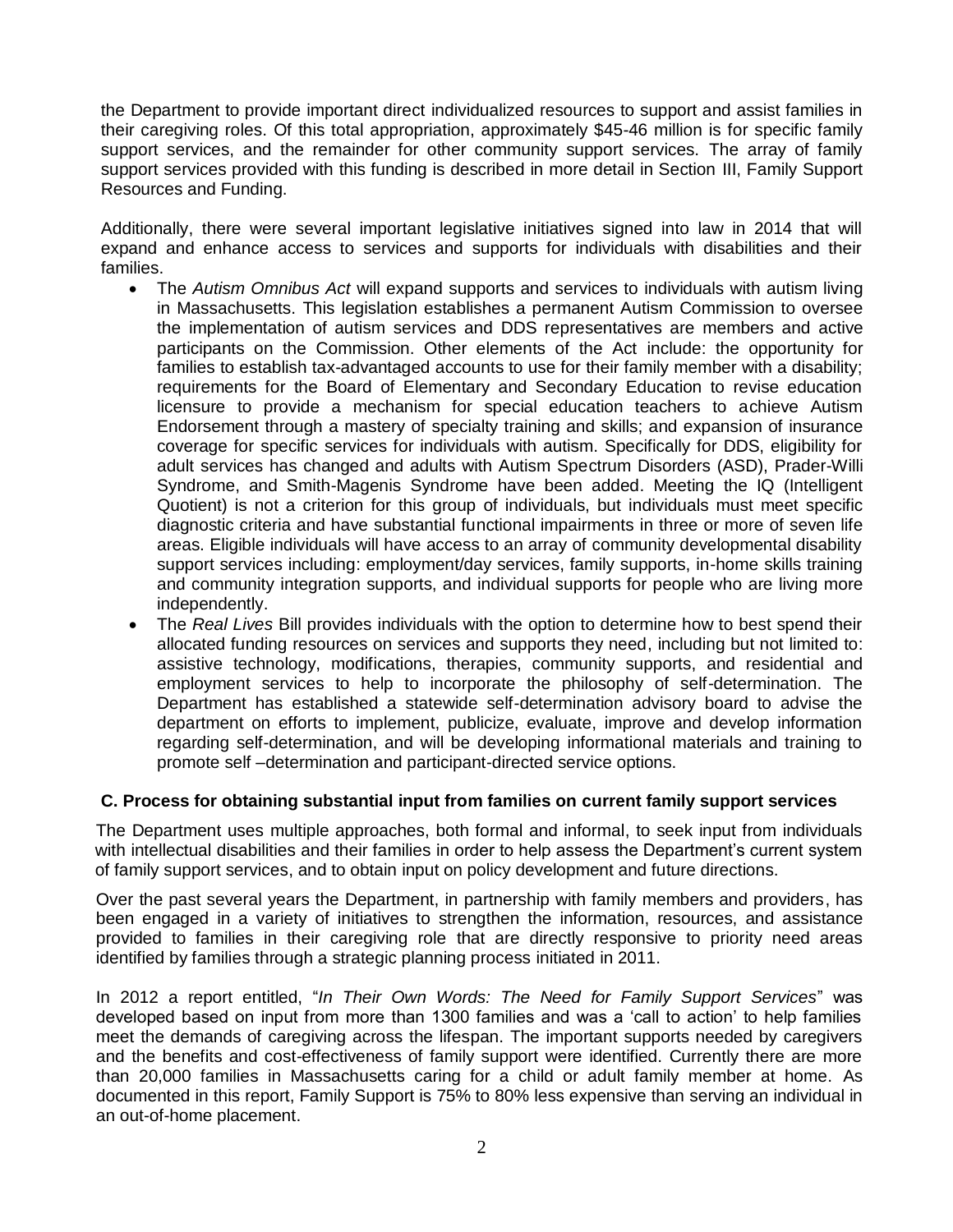the Department to provide important direct individualized resources to support and assist families in their caregiving roles. Of this total appropriation, approximately $45-46 million is for specific family support services, and the remainder for other community support services. The array of family support services provided with this funding is described in more detail in Section III, Family Support Resources and Funding.

Additionally, there were several important legislative initiatives signed into law in 2014 that will expand and enhance access to services and supports for individuals with disabilities and their families.

- The *Autism Omnibus Act* will expand supports and services to individuals with autism living in Massachusetts. This legislation establishes a permanent Autism Commission to oversee the implementation of autism services and DDS representatives are members and active participants on the Commission. Other elements of the Act include: the opportunity for families to establish tax-advantaged accounts to use for their family member with a disability; requirements for the Board of Elementary and Secondary Education to revise education licensure to provide a mechanism for special education teachers to achieve Autism Endorsement through a mastery of specialty training and skills; and expansion of insurance coverage for specific services for individuals with autism. Specifically for DDS, eligibility for adult services has changed and adults with Autism Spectrum Disorders (ASD), Prader-Willi Syndrome, and Smith-Magenis Syndrome have been added. Meeting the IQ (Intelligent Quotient) is not a criterion for this group of individuals, but individuals must meet specific diagnostic criteria and have substantial functional impairments in three or more of seven life areas. Eligible individuals will have access to an array of community developmental disability support services including: employment/day services, family supports, in-home skills training and community integration supports, and individual supports for people who are living more independently.
- The *Real Lives* Bill provides individuals with the option to determine how to best spend their allocated funding resources on services and supports they need, including but not limited to: assistive technology, modifications, therapies, community supports, and residential and employment services to help to incorporate the philosophy of self-determination. The Department has established a statewide self-determination advisory board to advise the department on efforts to implement, publicize, evaluate, improve and develop information regarding self-determination, and will be developing informational materials and training to promote self –determination and participant-directed service options.

### C. Process for obtaining substantial input from families on current family support services

The Department uses multiple approaches, both formal and informal, to seek input from individuals with intellectual disabilities and their families in order to help assess the Department's current system of family support services, and to obtain input on policy development and future directions.

Over the past several years the Department, in partnership with family members and providers, has been engaged in a variety of initiatives to strengthen the information, resources, and assistance provided to families in their caregiving role that are directly responsive to priority need areas identified by families through a strategic planning process initiated in 2011.

In 2012 a report entitled, "*In Their Own Words: The Need for Family Support Services*" was developed based on input from more than 1300 families and was a 'call to action' to help families meet the demands of caregiving across the lifespan. The important supports needed by caregivers and the benefits and cost-effectiveness of family support were identified. Currently there are more than 20,000 families in Massachusetts caring for a child or adult family member at home. As documented in this report, Family Support is 75% to 80% less expensive than serving an individual in an out-of-home placement.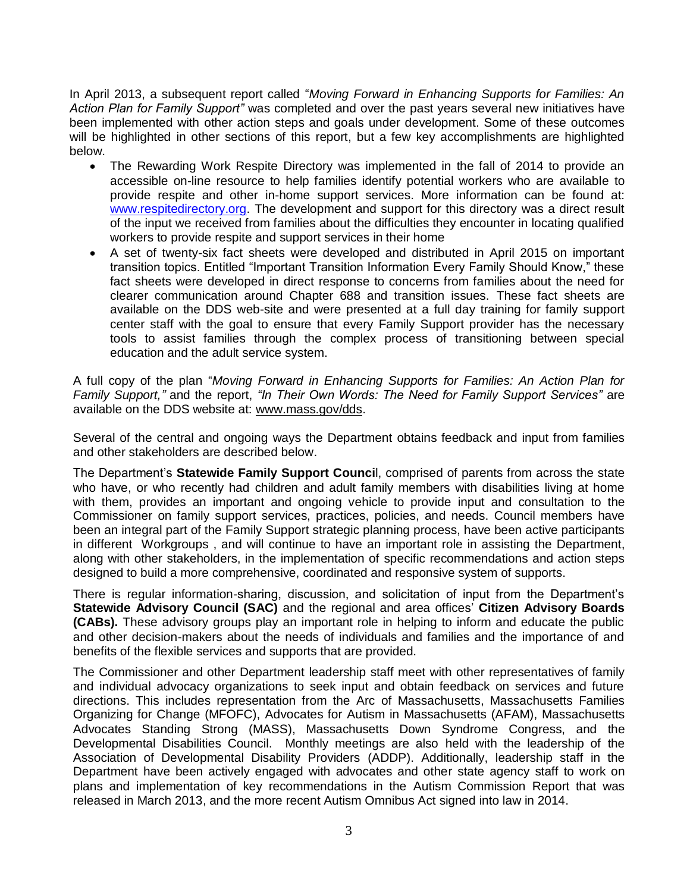In April 2013, a subsequent report called "*Moving Forward in Enhancing Supports for Families: An Action Plan for Family Support"* was completed and over the past years several new initiatives have been implemented with other action steps and goals under development. Some of these outcomes will be highlighted in other sections of this report, but a few key accomplishments are highlighted below.

- The Rewarding Work Respite Directory was implemented in the fall of 2014 to provide an accessible on-line resource to help families identify potential workers who are available to provide respite and other in-home support services. More information can be found at: www.respitedirectory.org. The development and support for this directory was a direct result of the input we received from families about the difficulties they encounter in locating qualified workers to provide respite and support services in their home
- A set of twenty-six fact sheets were developed and distributed in April 2015 on important transition topics. Entitled "Important Transition Information Every Family Should Know," these fact sheets were developed in direct response to concerns from families about the need for clearer communication around Chapter 688 and transition issues. These fact sheets are available on the DDS web-site and were presented at a full day training for family support center staff with the goal to ensure that every Family Support provider has the necessary tools to assist families through the complex process of transitioning between special education and the adult service system.

A full copy of the plan "*Moving Forward in Enhancing Supports for Families: An Action Plan for Family Support,"* and the report, *"In Their Own Words: The Need for Family Support Services"* are available on the DDS website at: www.mass.gov/dds.

Several of the central and ongoing ways the Department obtains feedback and input from families and other stakeholders are described below.

The Department's **Statewide Family Support Council**, comprised of parents from across the state who have, or who recently had children and adult family members with disabilities living at home with them, provides an important and ongoing vehicle to provide input and consultation to the Commissioner on family support services, practices, policies, and needs. Council members have been an integral part of the Family Support strategic planning process, have been active participants in different Workgroups , and will continue to have an important role in assisting the Department, along with other stakeholders, in the implementation of specific recommendations and action steps designed to build a more comprehensive, coordinated and responsive system of supports.

There is regular information-sharing, discussion, and solicitation of input from the Department's **Statewide Advisory Council (SAC)** and the regional and area offices' **Citizen Advisory Boards (CABs).** These advisory groups play an important role in helping to inform and educate the public and other decision-makers about the needs of individuals and families and the importance of and benefits of the flexible services and supports that are provided.

The Commissioner and other Department leadership staff meet with other representatives of family and individual advocacy organizations to seek input and obtain feedback on services and future directions. This includes representation from the Arc of Massachusetts, Massachusetts Families Organizing for Change (MFOFC), Advocates for Autism in Massachusetts (AFAM), Massachusetts Advocates Standing Strong (MASS), Massachusetts Down Syndrome Congress, and the Developmental Disabilities Council. Monthly meetings are also held with the leadership of the Association of Developmental Disability Providers (ADDP). Additionally, leadership staff in the Department have been actively engaged with advocates and other state agency staff to work on plans and implementation of key recommendations in the Autism Commission Report that was released in March 2013, and the more recent Autism Omnibus Act signed into law in 2014.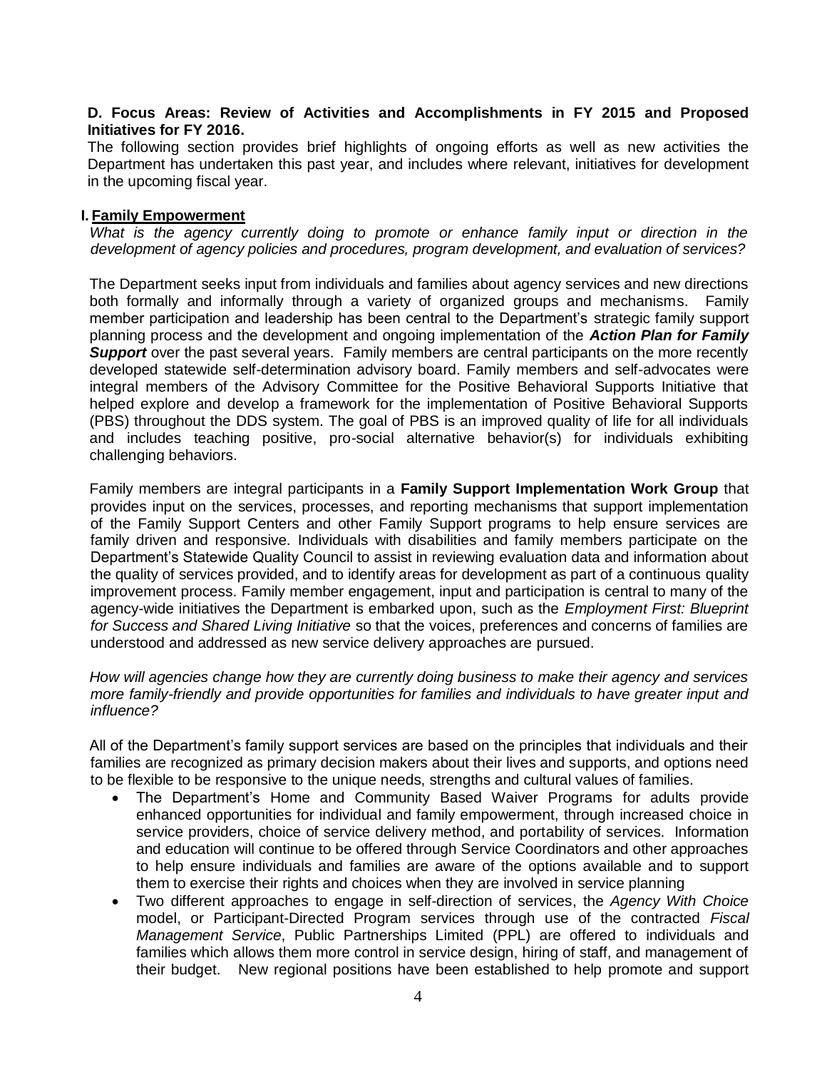**D. Focus Areas: Review of Activities and Accomplishments in FY 2015 and Proposed Initiatives for FY 2016.**

The following section provides brief highlights of ongoing efforts as well as new activities the Department has undertaken this past year, and includes where relevant, initiatives for development in the upcoming fiscal year.

## I. Family Empowerment

*What is the agency currently doing to promote or enhance family input or direction in the development of agency policies and procedures, program development, and evaluation of services?*

The Department seeks input from individuals and families about agency services and new directions both formally and informally through a variety of organized groups and mechanisms. Family member participation and leadership has been central to the Department's strategic family support planning process and the development and ongoing implementation of the ***Action Plan for Family Support*** over the past several years. Family members are central participants on the more recently developed statewide self-determination advisory board. Family members and self-advocates were integral members of the Advisory Committee for the Positive Behavioral Supports Initiative that helped explore and develop a framework for the implementation of Positive Behavioral Supports (PBS) throughout the DDS system. The goal of PBS is an improved quality of life for all individuals and includes teaching positive, pro-social alternative behavior(s) for individuals exhibiting challenging behaviors.

Family members are integral participants in a **Family Support Implementation Work Group** that provides input on the services, processes, and reporting mechanisms that support implementation of the Family Support Centers and other Family Support programs to help ensure services are family driven and responsive. Individuals with disabilities and family members participate on the Department's Statewide Quality Council to assist in reviewing evaluation data and information about the quality of services provided, and to identify areas for development as part of a continuous quality improvement process. Family member engagement, input and participation is central to many of the agency-wide initiatives the Department is embarked upon, such as the *Employment First: Blueprint for Success and Shared Living Initiative* so that the voices, preferences and concerns of families are understood and addressed as new service delivery approaches are pursued.

*How will agencies change how they are currently doing business to make their agency and services more family-friendly and provide opportunities for families and individuals to have greater input and influence?*

All of the Department's family support services are based on the principles that individuals and their families are recognized as primary decision makers about their lives and supports, and options need to be flexible to be responsive to the unique needs, strengths and cultural values of families.

- The Department's Home and Community Based Waiver Programs for adults provide enhanced opportunities for individual and family empowerment, through increased choice in service providers, choice of service delivery method, and portability of services. Information and education will continue to be offered through Service Coordinators and other approaches to help ensure individuals and families are aware of the options available and to support them to exercise their rights and choices when they are involved in service planning
- Two different approaches to engage in self-direction of services, the *Agency With Choice* model, or Participant-Directed Program services through use of the contracted *Fiscal Management Service*, Public Partnerships Limited (PPL) are offered to individuals and families which allows them more control in service design, hiring of staff, and management of their budget. New regional positions have been established to help promote and support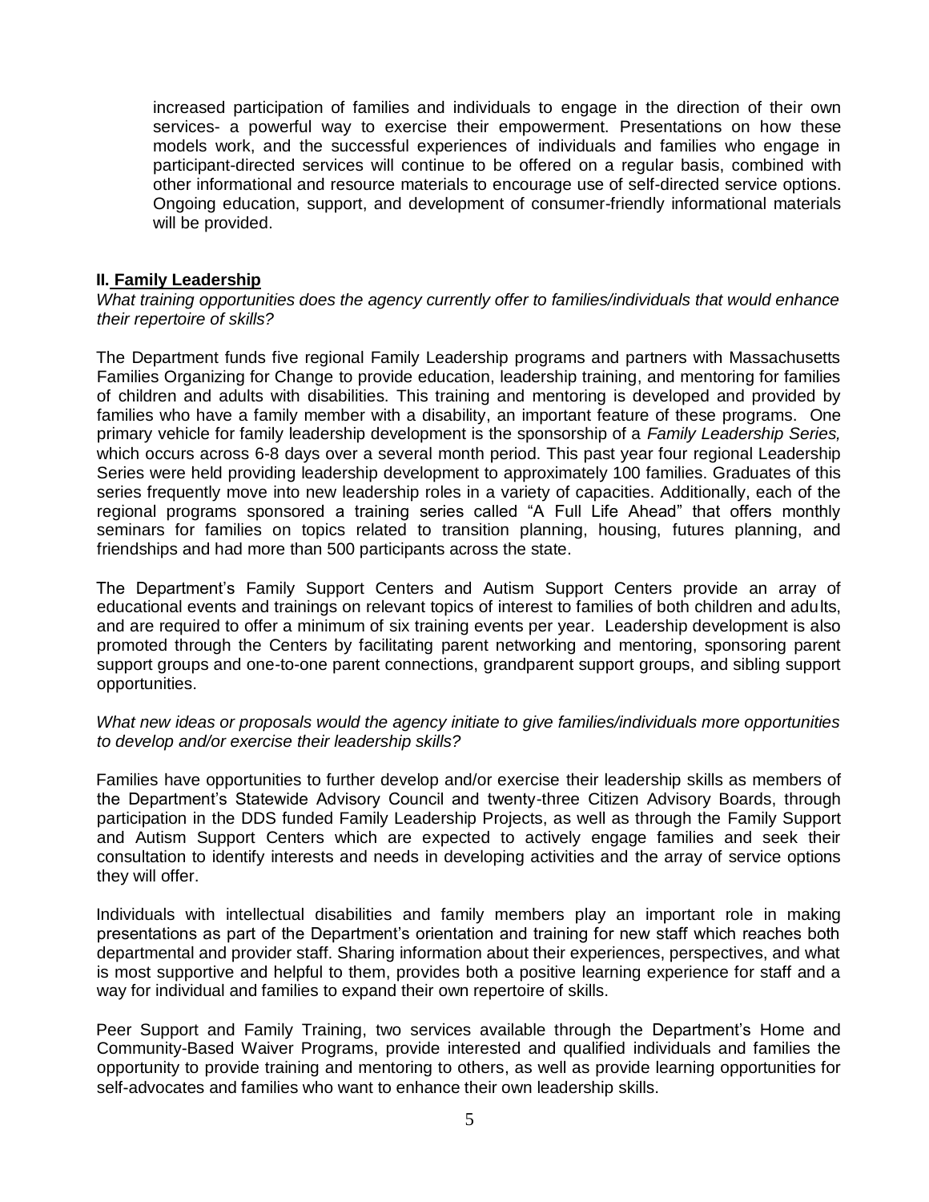increased participation of families and individuals to engage in the direction of their own services- a powerful way to exercise their empowerment. Presentations on how these models work, and the successful experiences of individuals and families who engage in participant-directed services will continue to be offered on a regular basis, combined with other informational and resource materials to encourage use of self-directed service options. Ongoing education, support, and development of consumer-friendly informational materials will be provided.

## II. Family Leadership

*What training opportunities does the agency currently offer to families/individuals that would enhance their repertoire of skills?*

The Department funds five regional Family Leadership programs and partners with Massachusetts Families Organizing for Change to provide education, leadership training, and mentoring for families of children and adults with disabilities. This training and mentoring is developed and provided by families who have a family member with a disability, an important feature of these programs. One primary vehicle for family leadership development is the sponsorship of a *Family Leadership Series,* which occurs across 6-8 days over a several month period. This past year four regional Leadership Series were held providing leadership development to approximately 100 families. Graduates of this series frequently move into new leadership roles in a variety of capacities. Additionally, each of the regional programs sponsored a training series called "A Full Life Ahead" that offers monthly seminars for families on topics related to transition planning, housing, futures planning, and friendships and had more than 500 participants across the state.

The Department's Family Support Centers and Autism Support Centers provide an array of educational events and trainings on relevant topics of interest to families of both children and adults, and are required to offer a minimum of six training events per year. Leadership development is also promoted through the Centers by facilitating parent networking and mentoring, sponsoring parent support groups and one-to-one parent connections, grandparent support groups, and sibling support opportunities.

*What new ideas or proposals would the agency initiate to give families/individuals more opportunities to develop and/or exercise their leadership skills?*

Families have opportunities to further develop and/or exercise their leadership skills as members of the Department's Statewide Advisory Council and twenty-three Citizen Advisory Boards, through participation in the DDS funded Family Leadership Projects, as well as through the Family Support and Autism Support Centers which are expected to actively engage families and seek their consultation to identify interests and needs in developing activities and the array of service options they will offer.

Individuals with intellectual disabilities and family members play an important role in making presentations as part of the Department's orientation and training for new staff which reaches both departmental and provider staff. Sharing information about their experiences, perspectives, and what is most supportive and helpful to them, provides both a positive learning experience for staff and a way for individual and families to expand their own repertoire of skills.

Peer Support and Family Training, two services available through the Department's Home and Community-Based Waiver Programs, provide interested and qualified individuals and families the opportunity to provide training and mentoring to others, as well as provide learning opportunities for self-advocates and families who want to enhance their own leadership skills.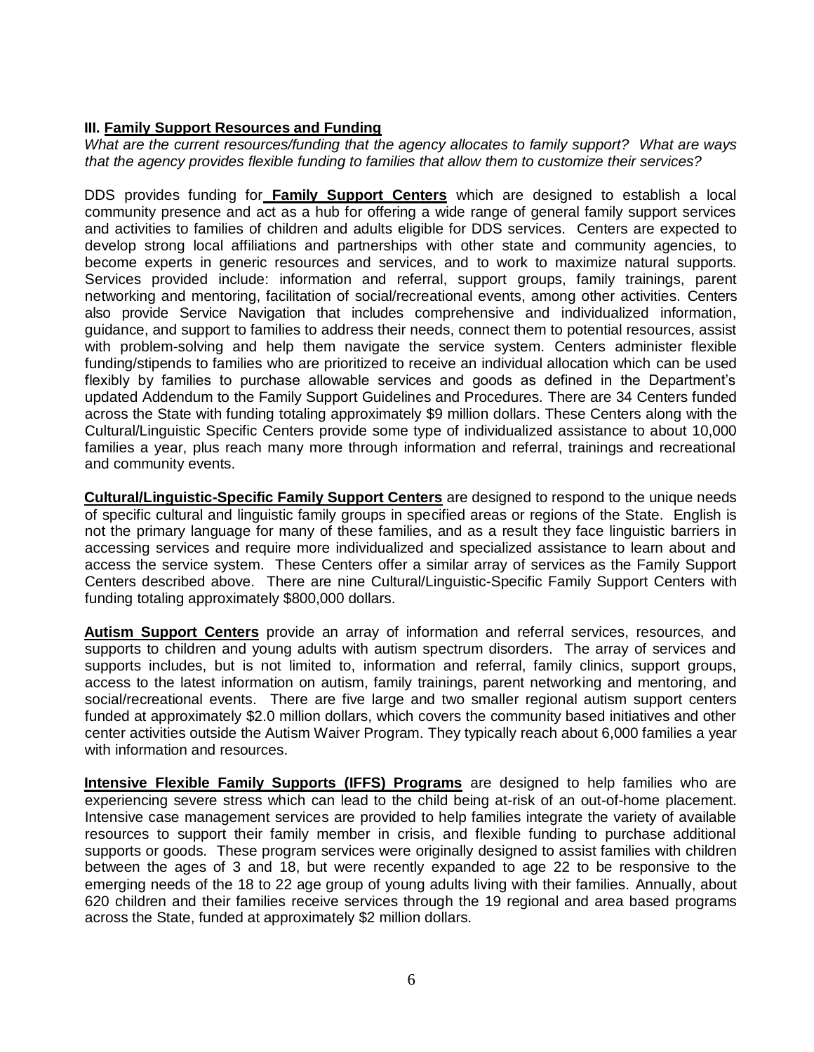### III. **Family Support Resources and Funding**

*What are the current resources/funding that the agency allocates to family support? What are ways that the agency provides flexible funding to families that allow them to customize their services?*

DDS provides funding for **Family Support Centers** which are designed to establish a local community presence and act as a hub for offering a wide range of general family support services and activities to families of children and adults eligible for DDS services. Centers are expected to develop strong local affiliations and partnerships with other state and community agencies, to become experts in generic resources and services, and to work to maximize natural supports. Services provided include: information and referral, support groups, family trainings, parent networking and mentoring, facilitation of social/recreational events, among other activities. Centers also provide Service Navigation that includes comprehensive and individualized information, guidance, and support to families to address their needs, connect them to potential resources, assist with problem-solving and help them navigate the service system. Centers administer flexible funding/stipends to families who are prioritized to receive an individual allocation which can be used flexibly by families to purchase allowable services and goods as defined in the Department's updated Addendum to the Family Support Guidelines and Procedures. There are 34 Centers funded across the State with funding totaling approximately $9 million dollars. These Centers along with the Cultural/Linguistic Specific Centers provide some type of individualized assistance to about 10,000 families a year, plus reach many more through information and referral, trainings and recreational and community events.

**Cultural/Linguistic-Specific Family Support Centers** are designed to respond to the unique needs of specific cultural and linguistic family groups in specified areas or regions of the State. English is not the primary language for many of these families, and as a result they face linguistic barriers in accessing services and require more individualized and specialized assistance to learn about and access the service system. These Centers offer a similar array of services as the Family Support Centers described above. There are nine Cultural/Linguistic-Specific Family Support Centers with funding totaling approximately $800,000 dollars.

**Autism Support Centers** provide an array of information and referral services, resources, and supports to children and young adults with autism spectrum disorders. The array of services and supports includes, but is not limited to, information and referral, family clinics, support groups, access to the latest information on autism, family trainings, parent networking and mentoring, and social/recreational events. There are five large and two smaller regional autism support centers funded at approximately $2.0 million dollars, which covers the community based initiatives and other center activities outside the Autism Waiver Program. They typically reach about 6,000 families a year with information and resources.

**Intensive Flexible Family Supports (IFFS) Programs** are designed to help families who are experiencing severe stress which can lead to the child being at-risk of an out-of-home placement. Intensive case management services are provided to help families integrate the variety of available resources to support their family member in crisis, and flexible funding to purchase additional supports or goods. These program services were originally designed to assist families with children between the ages of 3 and 18, but were recently expanded to age 22 to be responsive to the emerging needs of the 18 to 22 age group of young adults living with their families. Annually, about 620 children and their families receive services through the 19 regional and area based programs across the State, funded at approximately $2 million dollars.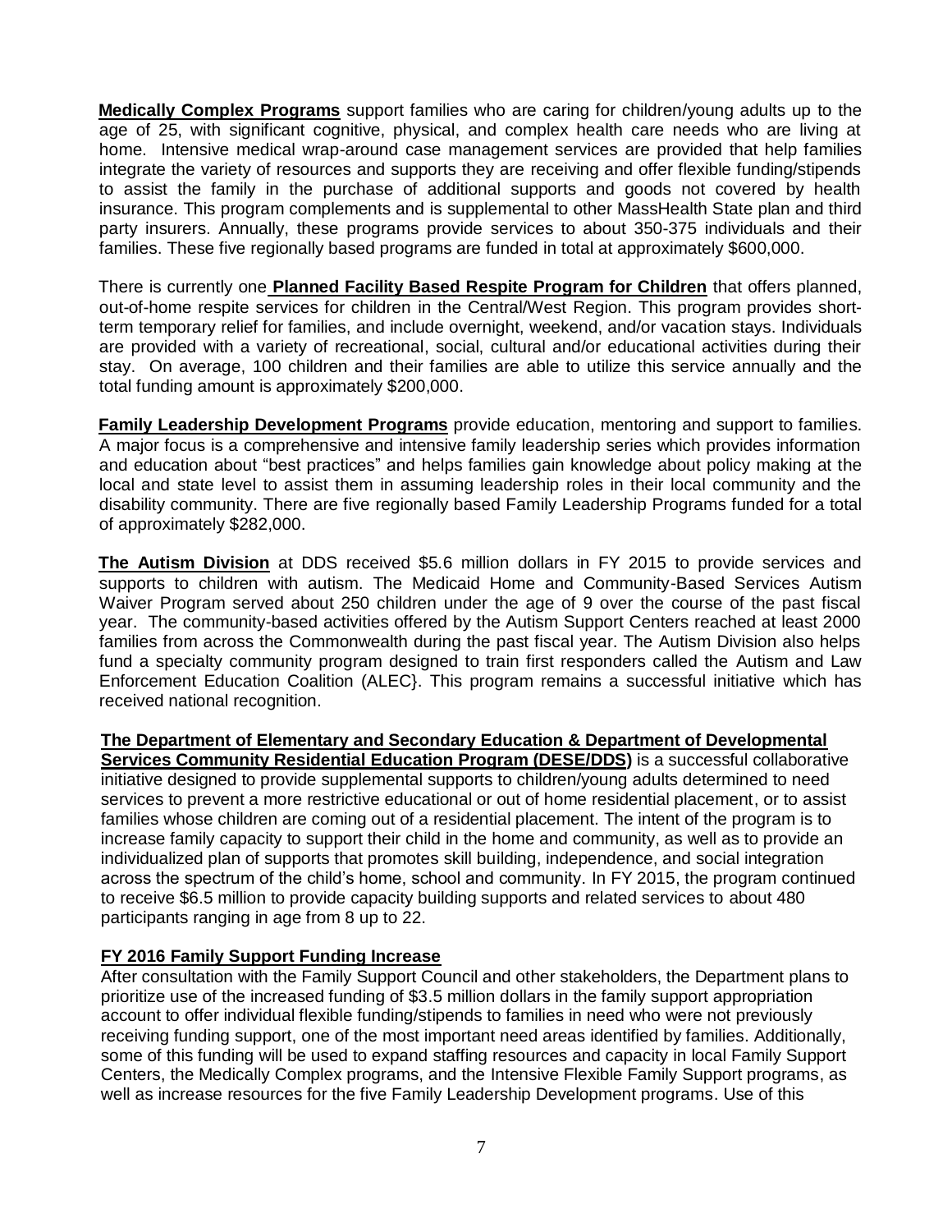**Medically Complex Programs** support families who are caring for children/young adults up to the age of 25, with significant cognitive, physical, and complex health care needs who are living at home. Intensive medical wrap-around case management services are provided that help families integrate the variety of resources and supports they are receiving and offer flexible funding/stipends to assist the family in the purchase of additional supports and goods not covered by health insurance. This program complements and is supplemental to other MassHealth State plan and third party insurers. Annually, these programs provide services to about 350-375 individuals and their families. These five regionally based programs are funded in total at approximately $600,000.

There is currently one **Planned Facility Based Respite Program for Children** that offers planned, out-of-home respite services for children in the Central/West Region. This program provides short-term temporary relief for families, and include overnight, weekend, and/or vacation stays. Individuals are provided with a variety of recreational, social, cultural and/or educational activities during their stay. On average, 100 children and their families are able to utilize this service annually and the total funding amount is approximately $200,000.

**Family Leadership Development Programs** provide education, mentoring and support to families. A major focus is a comprehensive and intensive family leadership series which provides information and education about "best practices" and helps families gain knowledge about policy making at the local and state level to assist them in assuming leadership roles in their local community and the disability community. There are five regionally based Family Leadership Programs funded for a total of approximately $282,000.

**The Autism Division** at DDS received $5.6 million dollars in FY 2015 to provide services and supports to children with autism. The Medicaid Home and Community-Based Services Autism Waiver Program served about 250 children under the age of 9 over the course of the past fiscal year. The community-based activities offered by the Autism Support Centers reached at least 2000 families from across the Commonwealth during the past fiscal year. The Autism Division also helps fund a specialty community program designed to train first responders called the Autism and Law Enforcement Education Coalition (ALEC}. This program remains a successful initiative which has received national recognition.

**The Department of Elementary and Secondary Education & Department of Developmental Services Community Residential Education Program (DESE/DDS)** is a successful collaborative initiative designed to provide supplemental supports to children/young adults determined to need services to prevent a more restrictive educational or out of home residential placement, or to assist families whose children are coming out of a residential placement. The intent of the program is to increase family capacity to support their child in the home and community, as well as to provide an individualized plan of supports that promotes skill building, independence, and social integration across the spectrum of the child's home, school and community. In FY 2015, the program continued to receive $6.5 million to provide capacity building supports and related services to about 480 participants ranging in age from 8 up to 22.

**FY 2016 Family Support Funding Increase**

After consultation with the Family Support Council and other stakeholders, the Department plans to prioritize use of the increased funding of $3.5 million dollars in the family support appropriation account to offer individual flexible funding/stipends to families in need who were not previously receiving funding support, one of the most important need areas identified by families. Additionally, some of this funding will be used to expand staffing resources and capacity in local Family Support Centers, the Medically Complex programs, and the Intensive Flexible Family Support programs, as well as increase resources for the five Family Leadership Development programs. Use of this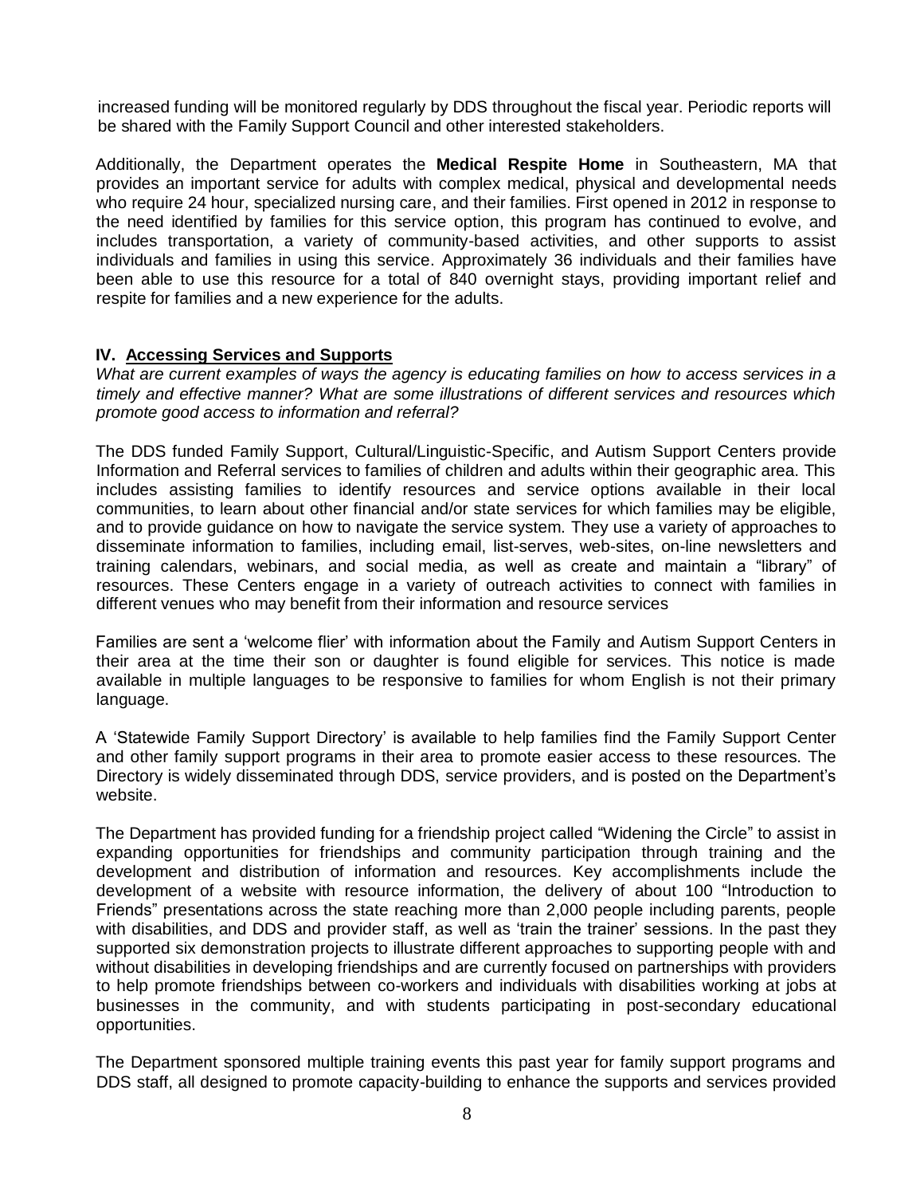increased funding will be monitored regularly by DDS throughout the fiscal year. Periodic reports will be shared with the Family Support Council and other interested stakeholders.

Additionally, the Department operates the **Medical Respite Home** in Southeastern, MA that provides an important service for adults with complex medical, physical and developmental needs who require 24 hour, specialized nursing care, and their families. First opened in 2012 in response to the need identified by families for this service option, this program has continued to evolve, and includes transportation, a variety of community-based activities, and other supports to assist individuals and families in using this service. Approximately 36 individuals and their families have been able to use this resource for a total of 840 overnight stays, providing important relief and respite for families and a new experience for the adults.

## IV. Accessing Services and Supports

*What are current examples of ways the agency is educating families on how to access services in a timely and effective manner? What are some illustrations of different services and resources which promote good access to information and referral?*

The DDS funded Family Support, Cultural/Linguistic-Specific, and Autism Support Centers provide Information and Referral services to families of children and adults within their geographic area. This includes assisting families to identify resources and service options available in their local communities, to learn about other financial and/or state services for which families may be eligible, and to provide guidance on how to navigate the service system. They use a variety of approaches to disseminate information to families, including email, list-serves, web-sites, on-line newsletters and training calendars, webinars, and social media, as well as create and maintain a "library" of resources. These Centers engage in a variety of outreach activities to connect with families in different venues who may benefit from their information and resource services

Families are sent a 'welcome flier' with information about the Family and Autism Support Centers in their area at the time their son or daughter is found eligible for services. This notice is made available in multiple languages to be responsive to families for whom English is not their primary language.

A 'Statewide Family Support Directory' is available to help families find the Family Support Center and other family support programs in their area to promote easier access to these resources. The Directory is widely disseminated through DDS, service providers, and is posted on the Department's website.

The Department has provided funding for a friendship project called "Widening the Circle" to assist in expanding opportunities for friendships and community participation through training and the development and distribution of information and resources. Key accomplishments include the development of a website with resource information, the delivery of about 100 "Introduction to Friends" presentations across the state reaching more than 2,000 people including parents, people with disabilities, and DDS and provider staff, as well as 'train the trainer' sessions. In the past they supported six demonstration projects to illustrate different approaches to supporting people with and without disabilities in developing friendships and are currently focused on partnerships with providers to help promote friendships between co-workers and individuals with disabilities working at jobs at businesses in the community, and with students participating in post-secondary educational opportunities.

The Department sponsored multiple training events this past year for family support programs and DDS staff, all designed to promote capacity-building to enhance the supports and services provided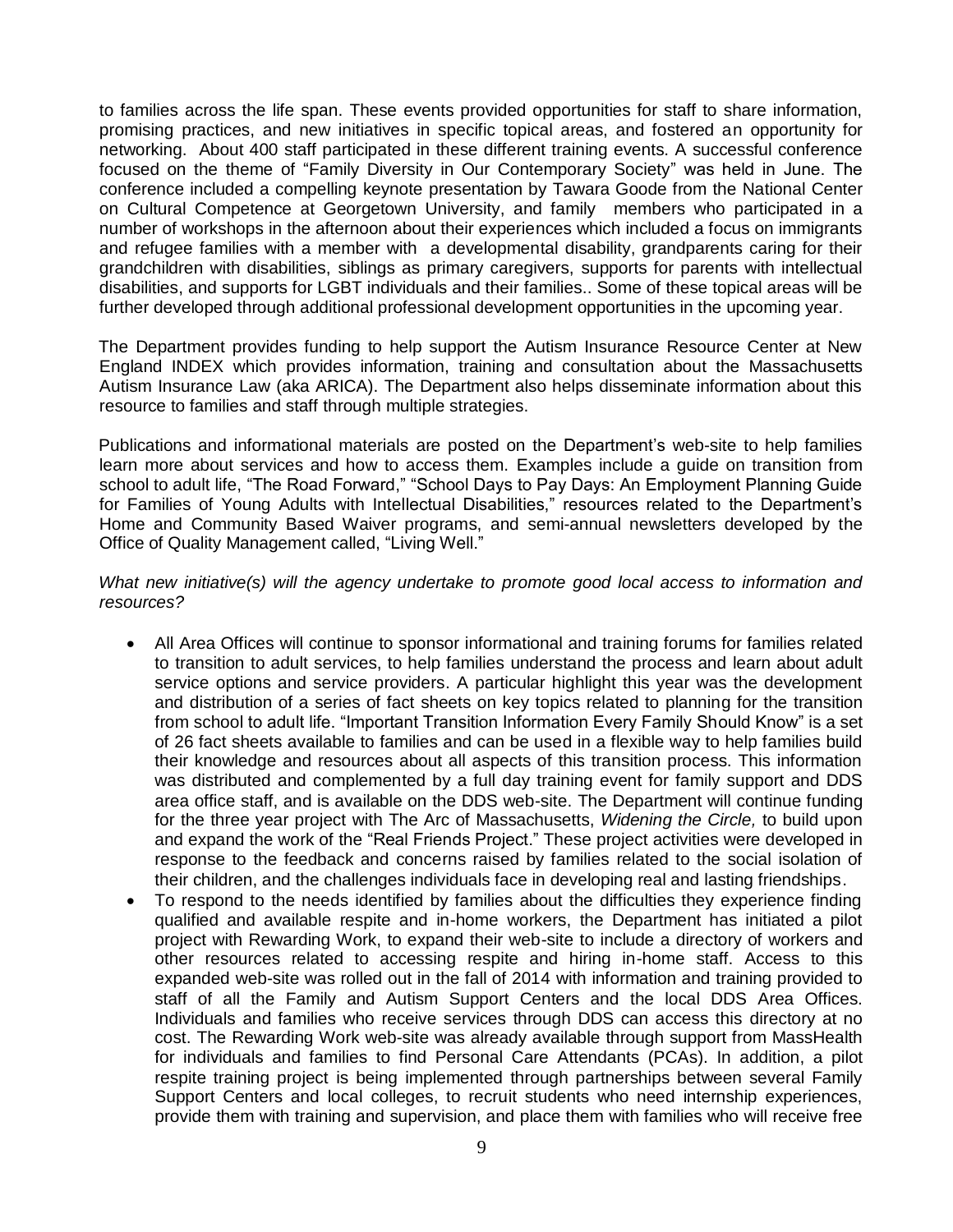to families across the life span. These events provided opportunities for staff to share information, promising practices, and new initiatives in specific topical areas, and fostered an opportunity for networking. About 400 staff participated in these different training events. A successful conference focused on the theme of "Family Diversity in Our Contemporary Society" was held in June. The conference included a compelling keynote presentation by Tawara Goode from the National Center on Cultural Competence at Georgetown University, and family members who participated in a number of workshops in the afternoon about their experiences which included a focus on immigrants and refugee families with a member with a developmental disability, grandparents caring for their grandchildren with disabilities, siblings as primary caregivers, supports for parents with intellectual disabilities, and supports for LGBT individuals and their families.. Some of these topical areas will be further developed through additional professional development opportunities in the upcoming year.

The Department provides funding to help support the Autism Insurance Resource Center at New England INDEX which provides information, training and consultation about the Massachusetts Autism Insurance Law (aka ARICA). The Department also helps disseminate information about this resource to families and staff through multiple strategies.

Publications and informational materials are posted on the Department's web-site to help families learn more about services and how to access them. Examples include a guide on transition from school to adult life, "The Road Forward," "School Days to Pay Days: An Employment Planning Guide for Families of Young Adults with Intellectual Disabilities," resources related to the Department's Home and Community Based Waiver programs, and semi-annual newsletters developed by the Office of Quality Management called, "Living Well."

*What new initiative(s) will the agency undertake to promote good local access to information and resources?*

- All Area Offices will continue to sponsor informational and training forums for families related to transition to adult services, to help families understand the process and learn about adult service options and service providers. A particular highlight this year was the development and distribution of a series of fact sheets on key topics related to planning for the transition from school to adult life. "Important Transition Information Every Family Should Know" is a set of 26 fact sheets available to families and can be used in a flexible way to help families build their knowledge and resources about all aspects of this transition process. This information was distributed and complemented by a full day training event for family support and DDS area office staff, and is available on the DDS web-site. The Department will continue funding for the three year project with The Arc of Massachusetts, *Widening the Circle,* to build upon and expand the work of the "Real Friends Project." These project activities were developed in response to the feedback and concerns raised by families related to the social isolation of their children, and the challenges individuals face in developing real and lasting friendships.
- To respond to the needs identified by families about the difficulties they experience finding qualified and available respite and in-home workers, the Department has initiated a pilot project with Rewarding Work, to expand their web-site to include a directory of workers and other resources related to accessing respite and hiring in-home staff. Access to this expanded web-site was rolled out in the fall of 2014 with information and training provided to staff of all the Family and Autism Support Centers and the local DDS Area Offices. Individuals and families who receive services through DDS can access this directory at no cost. The Rewarding Work web-site was already available through support from MassHealth for individuals and families to find Personal Care Attendants (PCAs). In addition, a pilot respite training project is being implemented through partnerships between several Family Support Centers and local colleges, to recruit students who need internship experiences, provide them with training and supervision, and place them with families who will receive free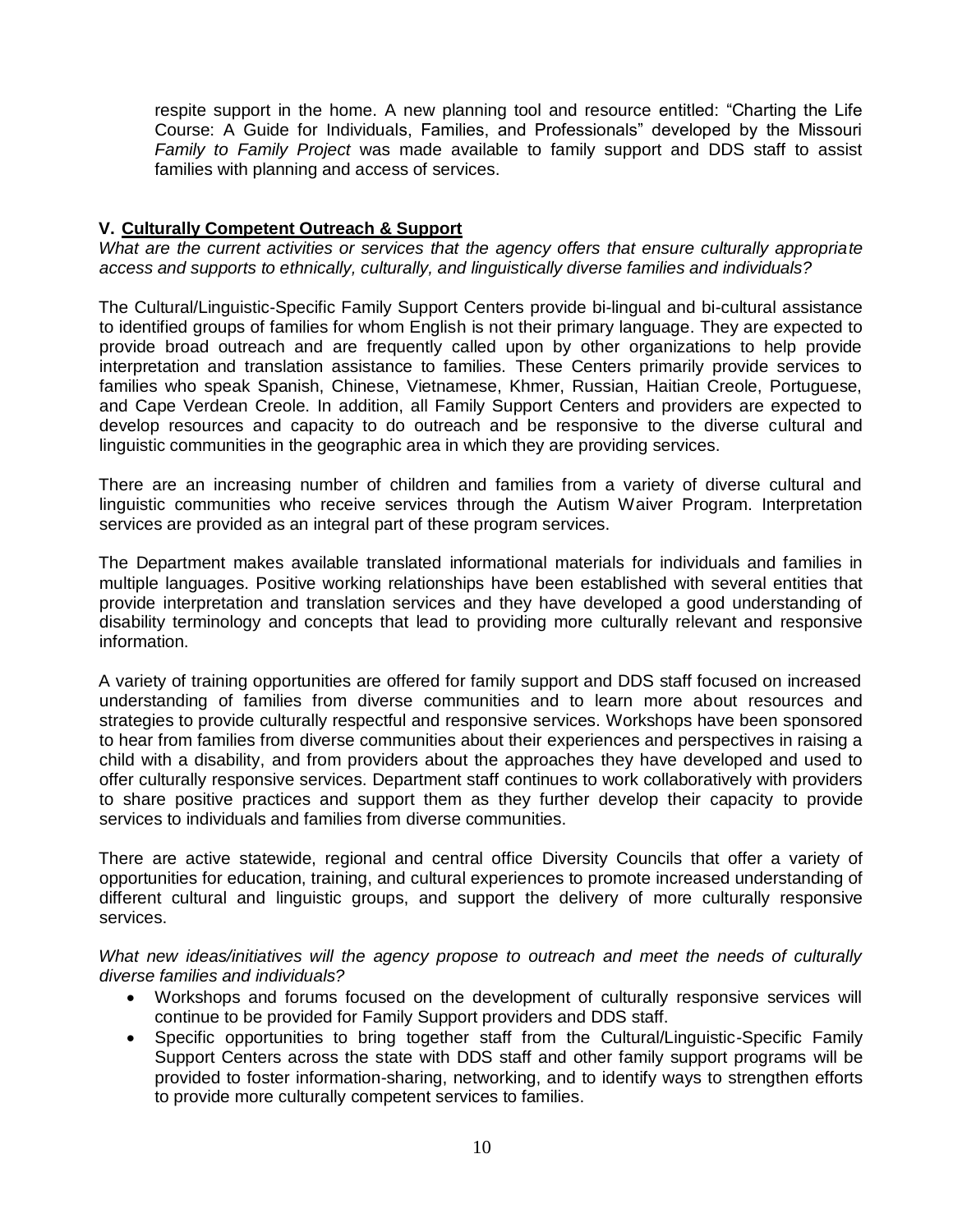respite support in the home. A new planning tool and resource entitled: "Charting the Life Course: A Guide for Individuals, Families, and Professionals" developed by the Missouri *Family to Family Project* was made available to family support and DDS staff to assist families with planning and access of services.

## V. Culturally Competent Outreach & Support

*What are the current activities or services that the agency offers that ensure culturally appropriate access and supports to ethnically, culturally, and linguistically diverse families and individuals?*

The Cultural/Linguistic-Specific Family Support Centers provide bi-lingual and bi-cultural assistance to identified groups of families for whom English is not their primary language. They are expected to provide broad outreach and are frequently called upon by other organizations to help provide interpretation and translation assistance to families. These Centers primarily provide services to families who speak Spanish, Chinese, Vietnamese, Khmer, Russian, Haitian Creole, Portuguese, and Cape Verdean Creole. In addition, all Family Support Centers and providers are expected to develop resources and capacity to do outreach and be responsive to the diverse cultural and linguistic communities in the geographic area in which they are providing services.

There are an increasing number of children and families from a variety of diverse cultural and linguistic communities who receive services through the Autism Waiver Program. Interpretation services are provided as an integral part of these program services.

The Department makes available translated informational materials for individuals and families in multiple languages. Positive working relationships have been established with several entities that provide interpretation and translation services and they have developed a good understanding of disability terminology and concepts that lead to providing more culturally relevant and responsive information.

A variety of training opportunities are offered for family support and DDS staff focused on increased understanding of families from diverse communities and to learn more about resources and strategies to provide culturally respectful and responsive services. Workshops have been sponsored to hear from families from diverse communities about their experiences and perspectives in raising a child with a disability, and from providers about the approaches they have developed and used to offer culturally responsive services. Department staff continues to work collaboratively with providers to share positive practices and support them as they further develop their capacity to provide services to individuals and families from diverse communities.

There are active statewide, regional and central office Diversity Councils that offer a variety of opportunities for education, training, and cultural experiences to promote increased understanding of different cultural and linguistic groups, and support the delivery of more culturally responsive services.

*What new ideas/initiatives will the agency propose to outreach and meet the needs of culturally diverse families and individuals?*

- Workshops and forums focused on the development of culturally responsive services will continue to be provided for Family Support providers and DDS staff.
- Specific opportunities to bring together staff from the Cultural/Linguistic-Specific Family Support Centers across the state with DDS staff and other family support programs will be provided to foster information-sharing, networking, and to identify ways to strengthen efforts to provide more culturally competent services to families.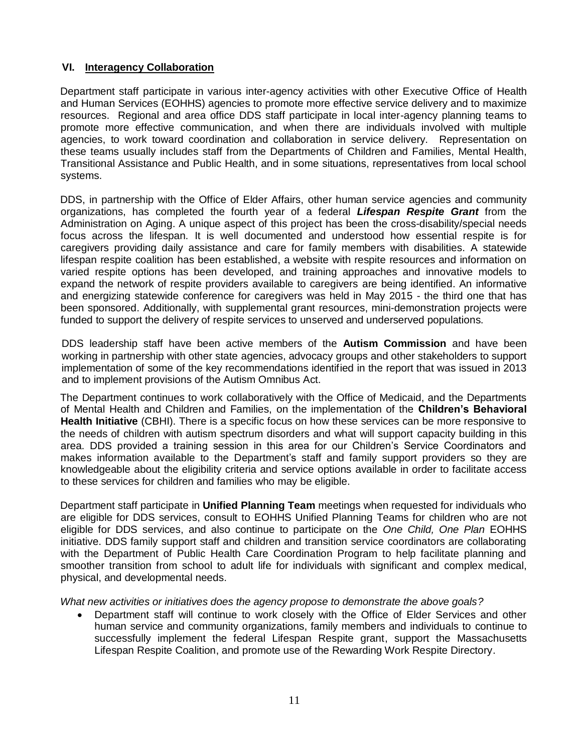## VI. Interagency Collaboration

Department staff participate in various inter-agency activities with other Executive Office of Health and Human Services (EOHHS) agencies to promote more effective service delivery and to maximize resources. Regional and area office DDS staff participate in local inter-agency planning teams to promote more effective communication, and when there are individuals involved with multiple agencies, to work toward coordination and collaboration in service delivery. Representation on these teams usually includes staff from the Departments of Children and Families, Mental Health, Transitional Assistance and Public Health, and in some situations, representatives from local school systems.

DDS, in partnership with the Office of Elder Affairs, other human service agencies and community organizations, has completed the fourth year of a federal ***Lifespan Respite Grant*** from the Administration on Aging. A unique aspect of this project has been the cross-disability/special needs focus across the lifespan. It is well documented and understood how essential respite is for caregivers providing daily assistance and care for family members with disabilities. A statewide lifespan respite coalition has been established, a website with respite resources and information on varied respite options has been developed, and training approaches and innovative models to expand the network of respite providers available to caregivers are being identified. An informative and energizing statewide conference for caregivers was held in May 2015 - the third one that has been sponsored. Additionally, with supplemental grant resources, mini-demonstration projects were funded to support the delivery of respite services to unserved and underserved populations.

DDS leadership staff have been active members of the **Autism Commission** and have been working in partnership with other state agencies, advocacy groups and other stakeholders to support implementation of some of the key recommendations identified in the report that was issued in 2013 and to implement provisions of the Autism Omnibus Act.

The Department continues to work collaboratively with the Office of Medicaid, and the Departments of Mental Health and Children and Families, on the implementation of the **Children's Behavioral Health Initiative** (CBHI). There is a specific focus on how these services can be more responsive to the needs of children with autism spectrum disorders and what will support capacity building in this area. DDS provided a training session in this area for our Children's Service Coordinators and makes information available to the Department's staff and family support providers so they are knowledgeable about the eligibility criteria and service options available in order to facilitate access to these services for children and families who may be eligible.

Department staff participate in **Unified Planning Team** meetings when requested for individuals who are eligible for DDS services, consult to EOHHS Unified Planning Teams for children who are not eligible for DDS services, and also continue to participate on the *One Child, One Plan* EOHHS initiative. DDS family support staff and children and transition service coordinators are collaborating with the Department of Public Health Care Coordination Program to help facilitate planning and smoother transition from school to adult life for individuals with significant and complex medical, physical, and developmental needs.

*What new activities or initiatives does the agency propose to demonstrate the above goals?*

- Department staff will continue to work closely with the Office of Elder Services and other human service and community organizations, family members and individuals to continue to successfully implement the federal Lifespan Respite grant, support the Massachusetts Lifespan Respite Coalition, and promote use of the Rewarding Work Respite Directory.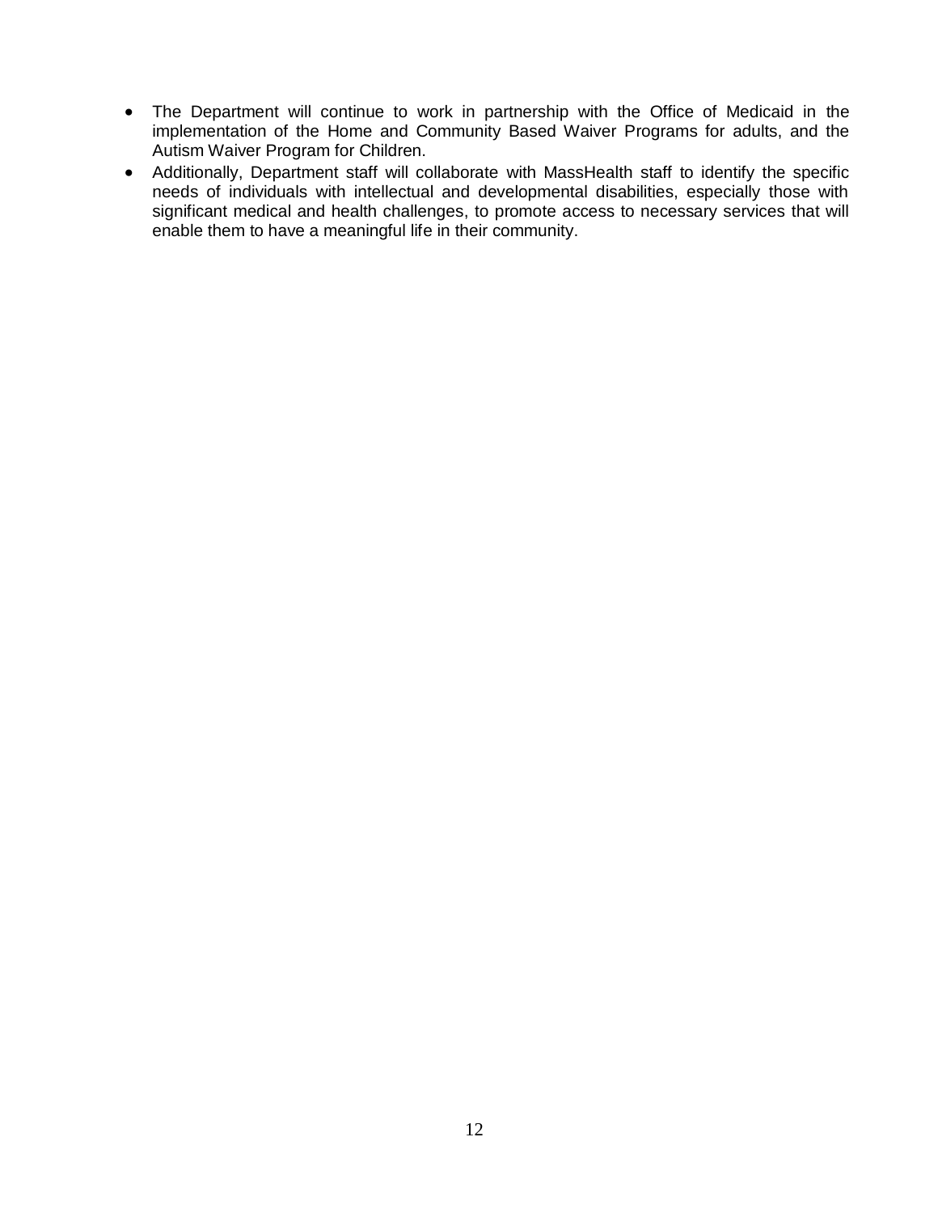- The Department will continue to work in partnership with the Office of Medicaid in the implementation of the Home and Community Based Waiver Programs for adults, and the Autism Waiver Program for Children.
- Additionally, Department staff will collaborate with MassHealth staff to identify the specific needs of individuals with intellectual and developmental disabilities, especially those with significant medical and health challenges, to promote access to necessary services that will enable them to have a meaningful life in their community.